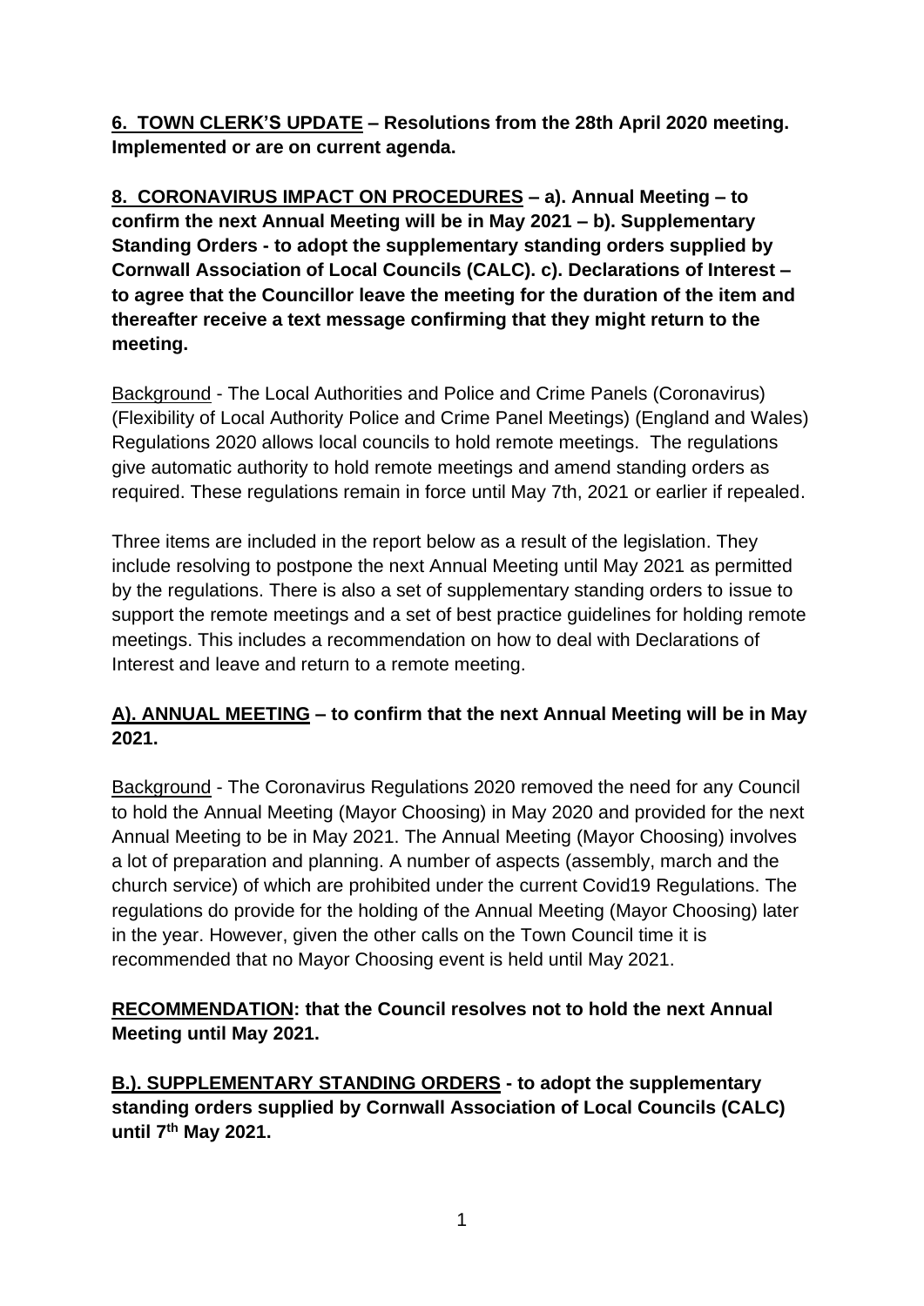**6. TOWN CLERK'S UPDATE – Resolutions from the 28th April 2020 meeting. Implemented or are on current agenda.**

**8. CORONAVIRUS IMPACT ON PROCEDURES – a). Annual Meeting – to confirm the next Annual Meeting will be in May 2021 – b). Supplementary Standing Orders - to adopt the supplementary standing orders supplied by Cornwall Association of Local Councils (CALC). c). Declarations of Interest – to agree that the Councillor leave the meeting for the duration of the item and thereafter receive a text message confirming that they might return to the meeting.**

Background - The Local Authorities and Police and Crime Panels (Coronavirus) (Flexibility of Local Authority Police and Crime Panel Meetings) (England and Wales) Regulations 2020 allows local councils to hold remote meetings. The regulations give automatic authority to hold remote meetings and amend standing orders as required. These regulations remain in force until May 7th, 2021 or earlier if repealed.

Three items are included in the report below as a result of the legislation. They include resolving to postpone the next Annual Meeting until May 2021 as permitted by the regulations. There is also a set of supplementary standing orders to issue to support the remote meetings and a set of best practice guidelines for holding remote meetings. This includes a recommendation on how to deal with Declarations of Interest and leave and return to a remote meeting.

**A). ANNUAL MEETING – to confirm that the next Annual Meeting will be in May 2021.**

Background - The Coronavirus Regulations 2020 removed the need for any Council to hold the Annual Meeting (Mayor Choosing) in May 2020 and provided for the next Annual Meeting to be in May 2021. The Annual Meeting (Mayor Choosing) involves a lot of preparation and planning. A number of aspects (assembly, march and the church service) of which are prohibited under the current Covid19 Regulations. The regulations do provide for the holding of the Annual Meeting (Mayor Choosing) later in the year. However, given the other calls on the Town Council time it is recommended that no Mayor Choosing event is held until May 2021.

**RECOMMENDATION: that the Council resolves not to hold the next Annual Meeting until May 2021.**

**B.). SUPPLEMENTARY STANDING ORDERS - to adopt the supplementary standing orders supplied by Cornwall Association of Local Councils (CALC) until 7th May 2021.**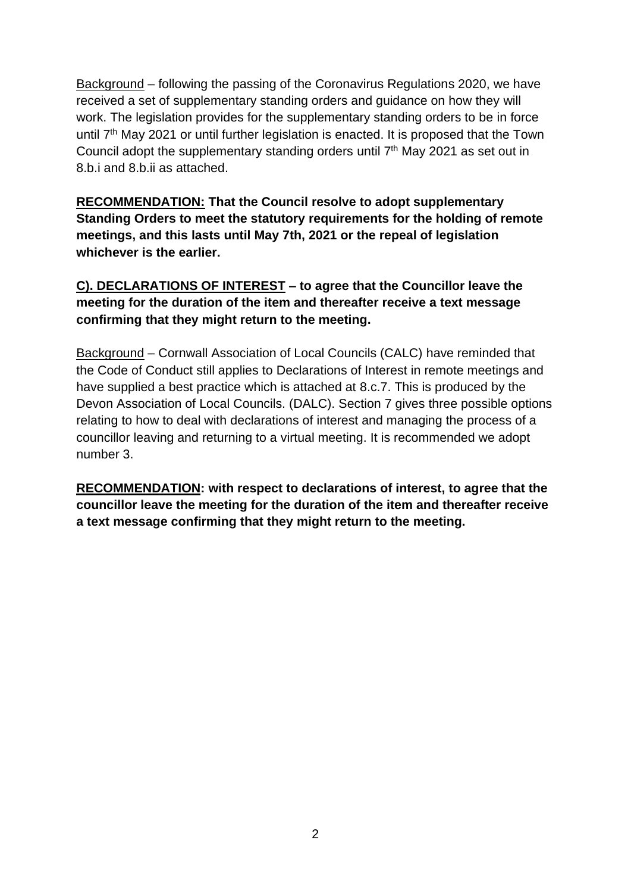Background – following the passing of the Coronavirus Regulations 2020, we have received a set of supplementary standing orders and guidance on how they will work. The legislation provides for the supplementary standing orders to be in force until 7th May 2021 or until further legislation is enacted. It is proposed that the Town Council adopt the supplementary standing orders until 7th May 2021 as set out in 8.b.i and 8.b.ii as attached.

**RECOMMENDATION: That the Council resolve to adopt supplementary Standing Orders to meet the statutory requirements for the holding of remote meetings, and this lasts until May 7th, 2021 or the repeal of legislation whichever is the earlier.**

**C). DECLARATIONS OF INTEREST – to agree that the Councillor leave the meeting for the duration of the item and thereafter receive a text message confirming that they might return to the meeting.**

Background – Cornwall Association of Local Councils (CALC) have reminded that the Code of Conduct still applies to Declarations of Interest in remote meetings and have supplied a best practice which is attached at 8.c.7. This is produced by the Devon Association of Local Councils. (DALC). Section 7 gives three possible options relating to how to deal with declarations of interest and managing the process of a councillor leaving and returning to a virtual meeting. It is recommended we adopt number 3.

**RECOMMENDATION: with respect to declarations of interest, to agree that the councillor leave the meeting for the duration of the item and thereafter receive a text message confirming that they might return to the meeting.**